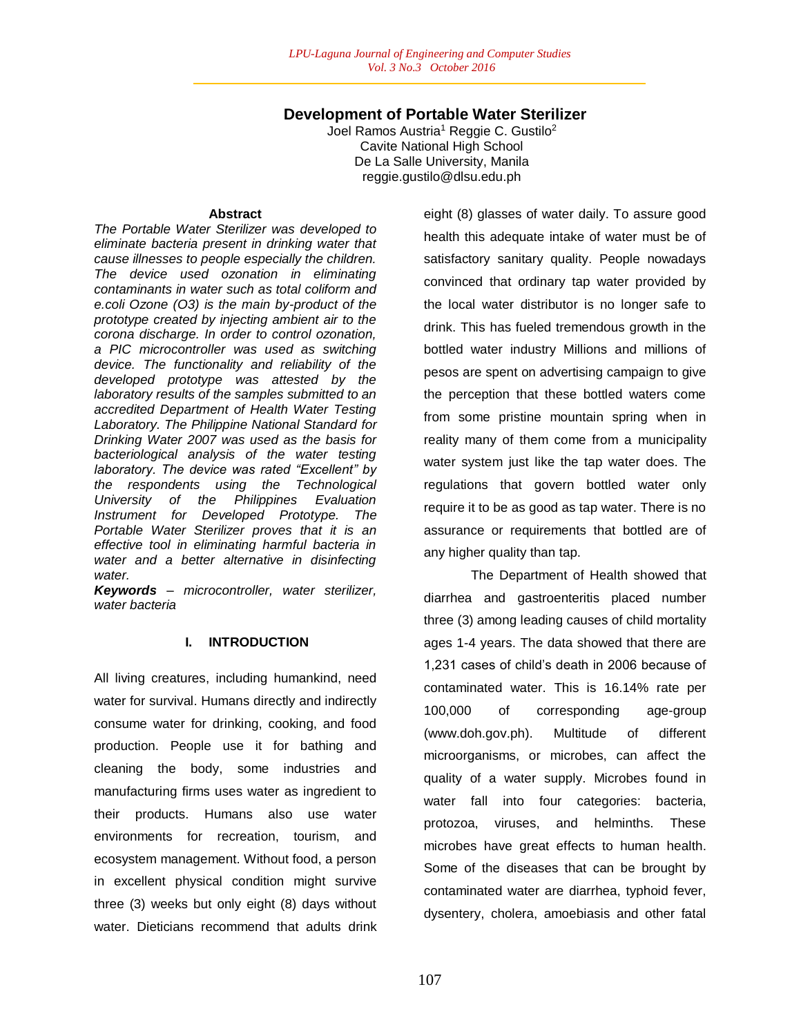# Development of Portable Water Sterilizer

Joel Ramos Austria[1] Reggie C. Gustilo[2]
Cavite National High School
De La Salle University, Manila
reggie.gustilo@dlsu.edu.ph

### Abstract

*The Portable Water Sterilizer was developed to eliminate bacteria present in drinking water that cause illnesses to people especially the children. The device used ozonation in eliminating contaminants in water such as total coliform and e.coli Ozone (O3) is the main by-product of the prototype created by injecting ambient air to the corona discharge. In order to control ozonation, a PIC microcontroller was used as switching device. The functionality and reliability of the developed prototype was attested by the laboratory results of the samples submitted to an accredited Department of Health Water Testing Laboratory. The Philippine National Standard for Drinking Water 2007 was used as the basis for bacteriological analysis of the water testing laboratory. The device was rated "Excellent" by the respondents using the Technological University of the Philippines Evaluation Instrument for Developed Prototype. The Portable Water Sterilizer proves that it is an effective tool in eliminating harmful bacteria in water and a better alternative in disinfecting water.*

***Keywords*** *– microcontroller, water sterilizer, water bacteria*

## I. INTRODUCTION

All living creatures, including humankind, need water for survival. Humans directly and indirectly consume water for drinking, cooking, and food production. People use it for bathing and cleaning the body, some industries and manufacturing firms uses water as ingredient to their products. Humans also use water environments for recreation, tourism, and ecosystem management. Without food, a person in excellent physical condition might survive three (3) weeks but only eight (8) days without water. Dieticians recommend that adults drink eight (8) glasses of water daily. To assure good health this adequate intake of water must be of satisfactory sanitary quality. People nowadays convinced that ordinary tap water provided by the local water distributor is no longer safe to drink. This has fueled tremendous growth in the bottled water industry Millions and millions of pesos are spent on advertising campaign to give the perception that these bottled waters come from some pristine mountain spring when in reality many of them come from a municipality water system just like the tap water does. The regulations that govern bottled water only require it to be as good as tap water. There is no assurance or requirements that bottled are of any higher quality than tap.

The Department of Health showed that diarrhea and gastroenteritis placed number three (3) among leading causes of child mortality ages 1-4 years. The data showed that there are 1,231 cases of child's death in 2006 because of contaminated water. This is 16.14% rate per 100,000 of corresponding age-group (www.doh.gov.ph). Multitude of different microorganisms, or microbes, can affect the quality of a water supply. Microbes found in water fall into four categories: bacteria, protozoa, viruses, and helminths. These microbes have great effects to human health. Some of the diseases that can be brought by contaminated water are diarrhea, typhoid fever, dysentery, cholera, amoebiasis and other fatal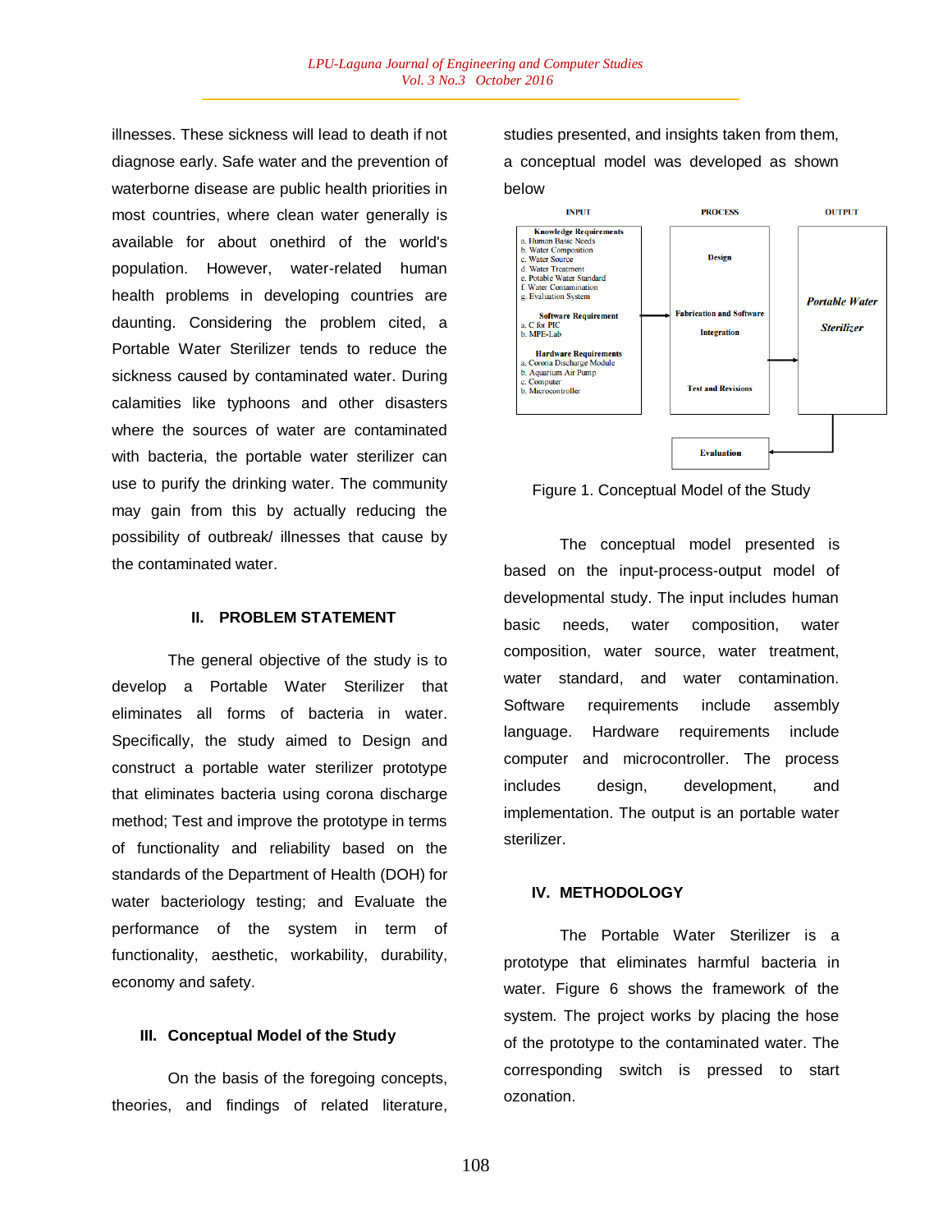illnesses. These sickness will lead to death if not diagnose early. Safe water and the prevention of waterborne disease are public health priorities in most countries, where clean water generally is available for about onethird of the world's population. However, water-related human health problems in developing countries are daunting. Considering the problem cited, a Portable Water Sterilizer tends to reduce the sickness caused by contaminated water. During calamities like typhoons and other disasters where the sources of water are contaminated with bacteria, the portable water sterilizer can use to purify the drinking water. The community may gain from this by actually reducing the possibility of outbreak/ illnesses that cause by the contaminated water.

## II. PROBLEM STATEMENT

The general objective of the study is to develop a Portable Water Sterilizer that eliminates all forms of bacteria in water. Specifically, the study aimed to Design and construct a portable water sterilizer prototype that eliminates bacteria using corona discharge method; Test and improve the prototype in terms of functionality and reliability based on the standards of the Department of Health (DOH) for water bacteriology testing; and Evaluate the performance of the system in term of functionality, aesthetic, workability, durability, economy and safety.

## III. Conceptual Model of the Study

On the basis of the foregoing concepts, theories, and findings of related literature, studies presented, and insights taken from them, a conceptual model was developed as shown below

| INPUT | PROCESS | OUTPUT |
|---|---|---|
| **Knowledge Requirements**<br>a. Human Basic Needs<br>b. Water Composition<br>c. Water Source<br>d. Water Treatment<br>e. Potable Water Standard<br>f. Water Contamination<br>g. Evaluation System<br><br>**Software Requirement**<br>a. C for PIC<br>b. MPE-Lab<br><br>**Hardware Requirements**<br>a. Corona Discharge Module<br>b. Aquarium Air Pump<br>c. Computer<br>b. Microcontroller | Design<br><br>Fabrication and Software Integration<br><br>Test and Revisions | *Portable Water Sterilizer* |
| | Evaluation | |

Figure 1. Conceptual Model of the Study

The conceptual model presented is based on the input-process-output model of developmental study. The input includes human basic needs, water composition, water composition, water source, water treatment, water standard, and water contamination. Software requirements include assembly language. Hardware requirements include computer and microcontroller. The process includes design, development, and implementation. The output is an portable water sterilizer.

## IV. METHODOLOGY

The Portable Water Sterilizer is a prototype that eliminates harmful bacteria in water. Figure 6 shows the framework of the system. The project works by placing the hose of the prototype to the contaminated water. The corresponding switch is pressed to start ozonation.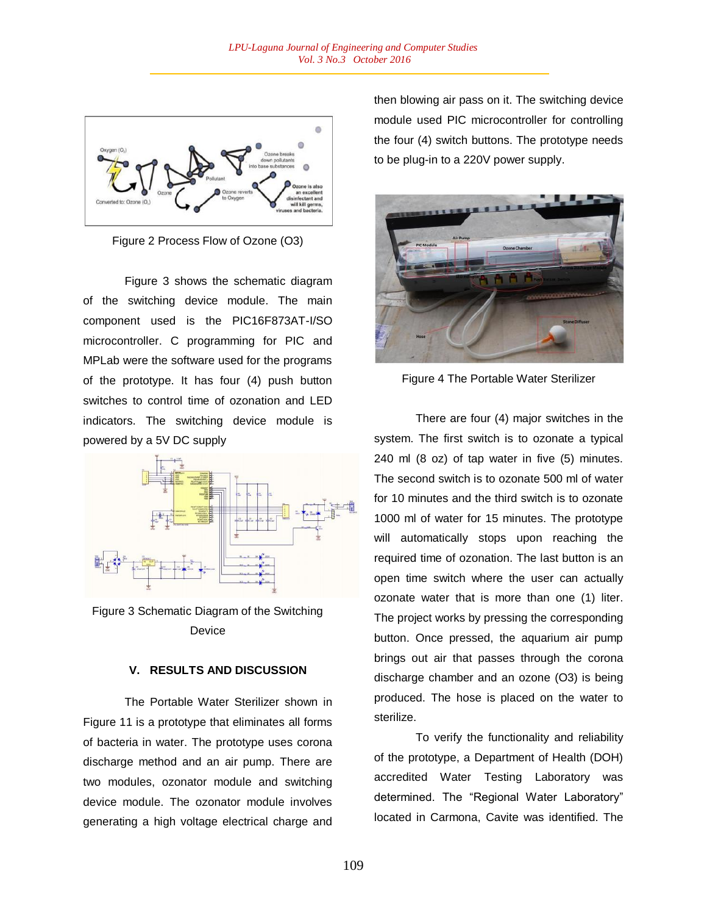Figure 2 Process Flow of Ozone (O3)

Figure 3 shows the schematic diagram of the switching device module. The main component used is the PIC16F873AT-I/SO microcontroller. C programming for PIC and MPLab were the software used for the programs of the prototype. It has four (4) push button switches to control time of ozonation and LED indicators. The switching device module is powered by a 5V DC supply

Figure 3 Schematic Diagram of the Switching Device

## V. RESULTS AND DISCUSSION

The Portable Water Sterilizer shown in Figure 11 is a prototype that eliminates all forms of bacteria in water. The prototype uses corona discharge method and an air pump. There are two modules, ozonator module and switching device module. The ozonator module involves generating a high voltage electrical charge and then blowing air pass on it. The switching device module used PIC microcontroller for controlling the four (4) switch buttons. The prototype needs to be plug-in to a 220V power supply.

Figure 4 The Portable Water Sterilizer

There are four (4) major switches in the system. The first switch is to ozonate a typical 240 ml (8 oz) of tap water in five (5) minutes. The second switch is to ozonate 500 ml of water for 10 minutes and the third switch is to ozonate 1000 ml of water for 15 minutes. The prototype will automatically stops upon reaching the required time of ozonation. The last button is an open time switch where the user can actually ozonate water that is more than one (1) liter. The project works by pressing the corresponding button. Once pressed, the aquarium air pump brings out air that passes through the corona discharge chamber and an ozone (O3) is being produced. The hose is placed on the water to sterilize.

To verify the functionality and reliability of the prototype, a Department of Health (DOH) accredited Water Testing Laboratory was determined. The "Regional Water Laboratory" located in Carmona, Cavite was identified. The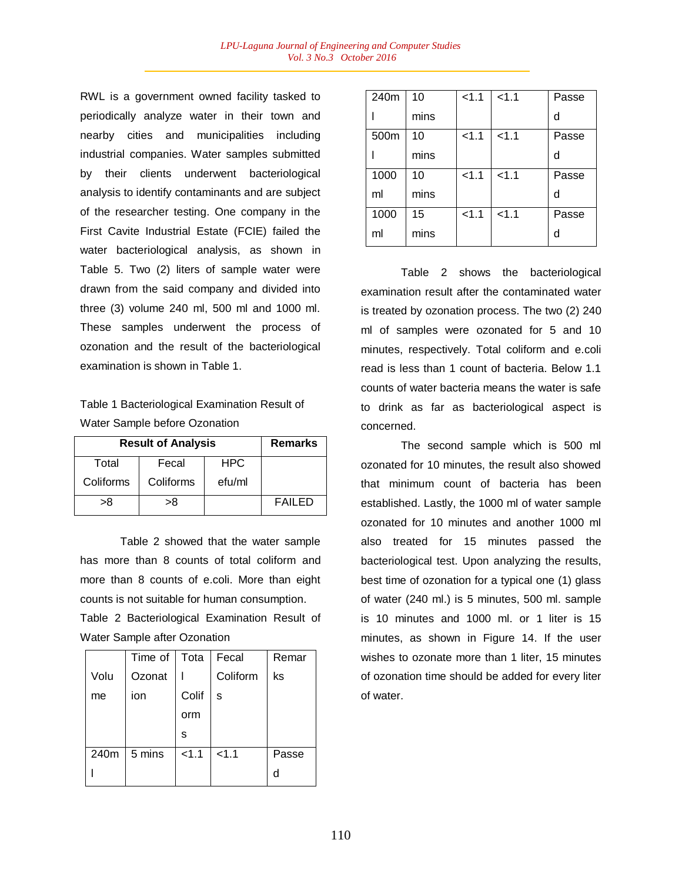RWL is a government owned facility tasked to periodically analyze water in their town and nearby cities and municipalities including industrial companies. Water samples submitted by their clients underwent bacteriological analysis to identify contaminants and are subject of the researcher testing. One company in the First Cavite Industrial Estate (FCIE) failed the water bacteriological analysis, as shown in Table 5. Two (2) liters of sample water were drawn from the said company and divided into three (3) volume 240 ml, 500 ml and 1000 ml. These samples underwent the process of ozonation and the result of the bacteriological examination is shown in Table 1.

Table 1 Bacteriological Examination Result of Water Sample before Ozonation

| **Result of Analysis** | | | **Remarks** |
|---|---|---|---|
| Total Coliforms | Fecal Coliforms | HPC efu/ml | |
| >8 | >8 | | FAILED |

Table 2 showed that the water sample has more than 8 counts of total coliform and more than 8 counts of e.coli. More than eight counts is not suitable for human consumption.

Table 2 Bacteriological Examination Result of Water Sample after Ozonation

| Volume | Time of Ozonation | Total Coliforms | Fecal Coliforms | Remarks |
|---|---|---|---|---|
| 240ml | 5 mins | <1.1 | <1.1 | Passed |
| 240ml | 10 mins | <1.1 | <1.1 | Passed |
| 500ml | 10 mins | <1.1 | <1.1 | Passed |
| 1000 ml | 10 mins | <1.1 | <1.1 | Passed |
| 1000 ml | 15 mins | <1.1 | <1.1 | Passed |

Table 2 shows the bacteriological examination result after the contaminated water is treated by ozonation process. The two (2) 240 ml of samples were ozonated for 5 and 10 minutes, respectively. Total coliform and e.coli read is less than 1 count of bacteria. Below 1.1 counts of water bacteria means the water is safe to drink as far as bacteriological aspect is concerned.

The second sample which is 500 ml ozonated for 10 minutes, the result also showed that minimum count of bacteria has been established. Lastly, the 1000 ml of water sample ozonated for 10 minutes and another 1000 ml also treated for 15 minutes passed the bacteriological test. Upon analyzing the results, best time of ozonation for a typical one (1) glass of water (240 ml.) is 5 minutes, 500 ml. sample is 10 minutes and 1000 ml. or 1 liter is 15 minutes, as shown in Figure 14. If the user wishes to ozonate more than 1 liter, 15 minutes of ozonation time should be added for every liter of water.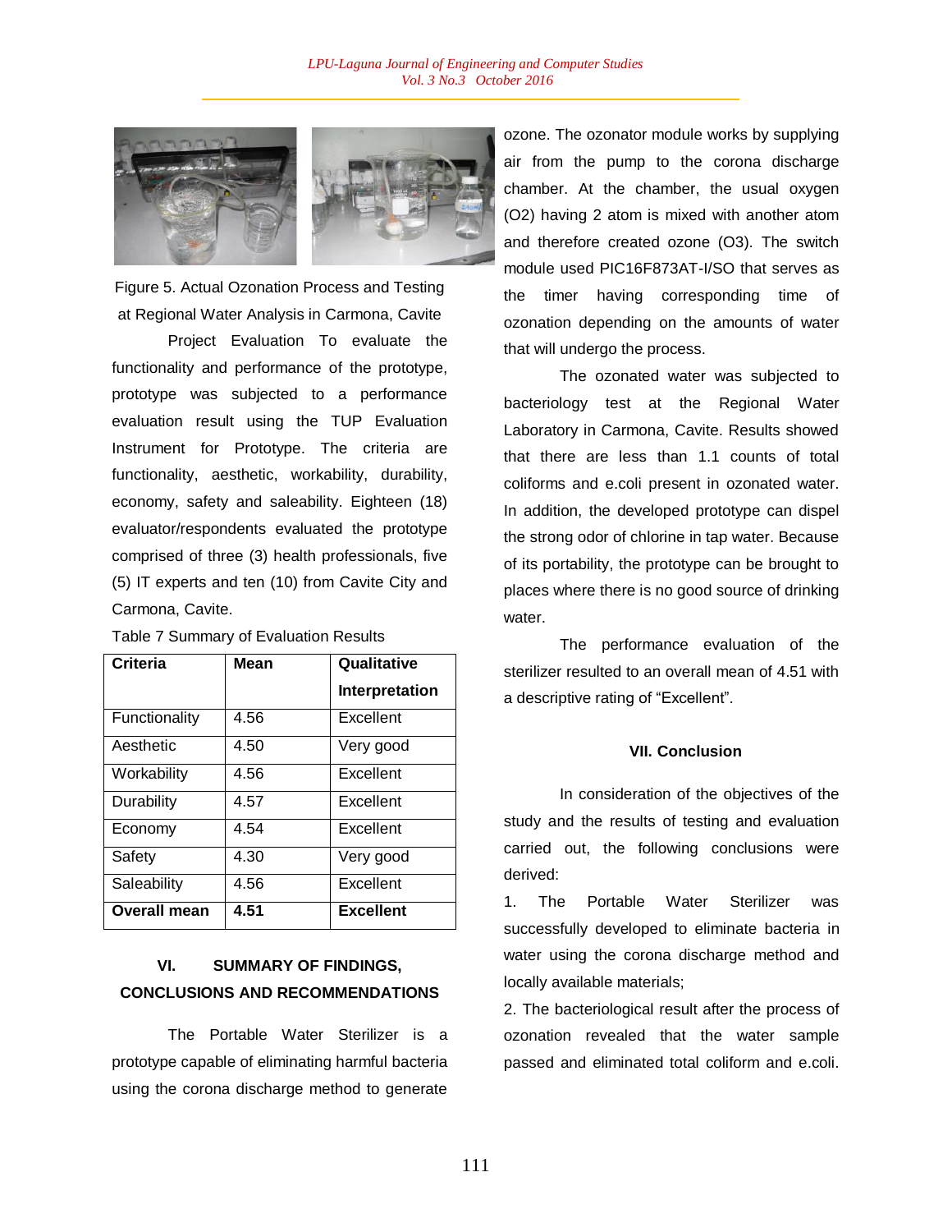Figure 5. Actual Ozonation Process and Testing at Regional Water Analysis in Carmona, Cavite

Project Evaluation To evaluate the functionality and performance of the prototype, prototype was subjected to a performance evaluation result using the TUP Evaluation Instrument for Prototype. The criteria are functionality, aesthetic, workability, durability, economy, safety and saleability. Eighteen (18) evaluator/respondents evaluated the prototype comprised of three (3) health professionals, five (5) IT experts and ten (10) from Cavite City and Carmona, Cavite.

Table 7 Summary of Evaluation Results

| Criteria | Mean | Qualitative Interpretation |
|---|---|---|
| Functionality | 4.56 | Excellent |
| Aesthetic | 4.50 | Very good |
| Workability | 4.56 | Excellent |
| Durability | 4.57 | Excellent |
| Economy | 4.54 | Excellent |
| Safety | 4.30 | Very good |
| Saleability | 4.56 | Excellent |
| **Overall mean** | **4.51** | **Excellent** |

## VI. SUMMARY OF FINDINGS, CONCLUSIONS AND RECOMMENDATIONS

The Portable Water Sterilizer is a prototype capable of eliminating harmful bacteria using the corona discharge method to generate ozone. The ozonator module works by supplying air from the pump to the corona discharge chamber. At the chamber, the usual oxygen ($O_2$) having 2 atom is mixed with another atom and therefore created ozone ($O_3$). The switch module used PIC16F873AT-I/SO that serves as the timer having corresponding time of ozonation depending on the amounts of water that will undergo the process.

The ozonated water was subjected to bacteriology test at the Regional Water Laboratory in Carmona, Cavite. Results showed that there are less than 1.1 counts of total coliforms and e.coli present in ozonated water. In addition, the developed prototype can dispel the strong odor of chlorine in tap water. Because of its portability, the prototype can be brought to places where there is no good source of drinking water.

The performance evaluation of the sterilizer resulted to an overall mean of 4.51 with a descriptive rating of "Excellent".

## VII. Conclusion

In consideration of the objectives of the study and the results of testing and evaluation carried out, the following conclusions were derived:

1. The Portable Water Sterilizer was successfully developed to eliminate bacteria in water using the corona discharge method and locally available materials;
2. The bacteriological result after the process of ozonation revealed that the water sample passed and eliminated total coliform and e.coli.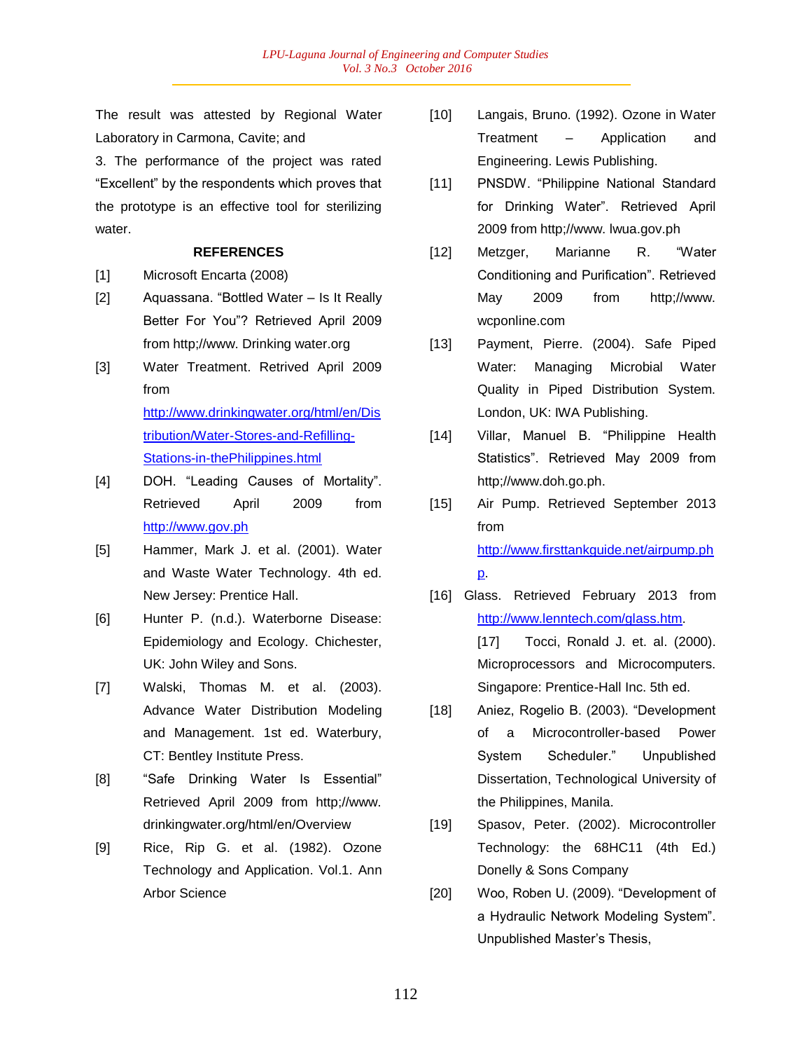The result was attested by Regional Water Laboratory in Carmona, Cavite; and

3. The performance of the project was rated "Excellent" by the respondents which proves that the prototype is an effective tool for sterilizing water.

## REFERENCES

[1] Microsoft Encarta (2008)

[2] Aquassana. "Bottled Water – Is It Really Better For You"? Retrieved April 2009 from http;//www. Drinking water.org

[3] Water Treatment. Retrived April 2009 from http://www.drinkingwater.org/html/en/Distribution/Water-Stores-and-Refilling-Stations-in-thePhilippines.html

[4] DOH. "Leading Causes of Mortality". Retrieved April 2009 from http://www.gov.ph

[5] Hammer, Mark J. et al. (2001). Water and Waste Water Technology. 4th ed. New Jersey: Prentice Hall.

[6] Hunter P. (n.d.). Waterborne Disease: Epidemiology and Ecology. Chichester, UK: John Wiley and Sons.

[7] Walski, Thomas M. et al. (2003). Advance Water Distribution Modeling and Management. 1st ed. Waterbury, CT: Bentley Institute Press.

[8] "Safe Drinking Water Is Essential" Retrieved April 2009 from http;//www. drinkingwater.org/html/en/Overview

[9] Rice, Rip G. et al. (1982). Ozone Technology and Application. Vol.1. Ann Arbor Science

[10] Langais, Bruno. (1992). Ozone in Water Treatment – Application and Engineering. Lewis Publishing.

[11] PNSDW. "Philippine National Standard for Drinking Water". Retrieved April 2009 from http;//www. lwua.gov.ph

[12] Metzger, Marianne R. "Water Conditioning and Purification". Retrieved May 2009 from http;//www. wcponline.com

[13] Payment, Pierre. (2004). Safe Piped Water: Managing Microbial Water Quality in Piped Distribution System. London, UK: IWA Publishing.

[14] Villar, Manuel B. "Philippine Health Statistics". Retrieved May 2009 from http;//www.doh.go.ph.

[15] Air Pump. Retrieved September 2013 from http://www.firsttankguide.net/airpump.php.

[16] Glass. Retrieved February 2013 from http://www.lenntech.com/glass.htm.

[17] Tocci, Ronald J. et. al. (2000). Microprocessors and Microcomputers. Singapore: Prentice-Hall Inc. 5th ed.

[18] Aniez, Rogelio B. (2003). "Development of a Microcontroller-based Power System Scheduler." Unpublished Dissertation, Technological University of the Philippines, Manila.

[19] Spasov, Peter. (2002). Microcontroller Technology: the 68HC11 (4th Ed.) Donelly & Sons Company

[20] Woo, Roben U. (2009). "Development of a Hydraulic Network Modeling System". Unpublished Master's Thesis,